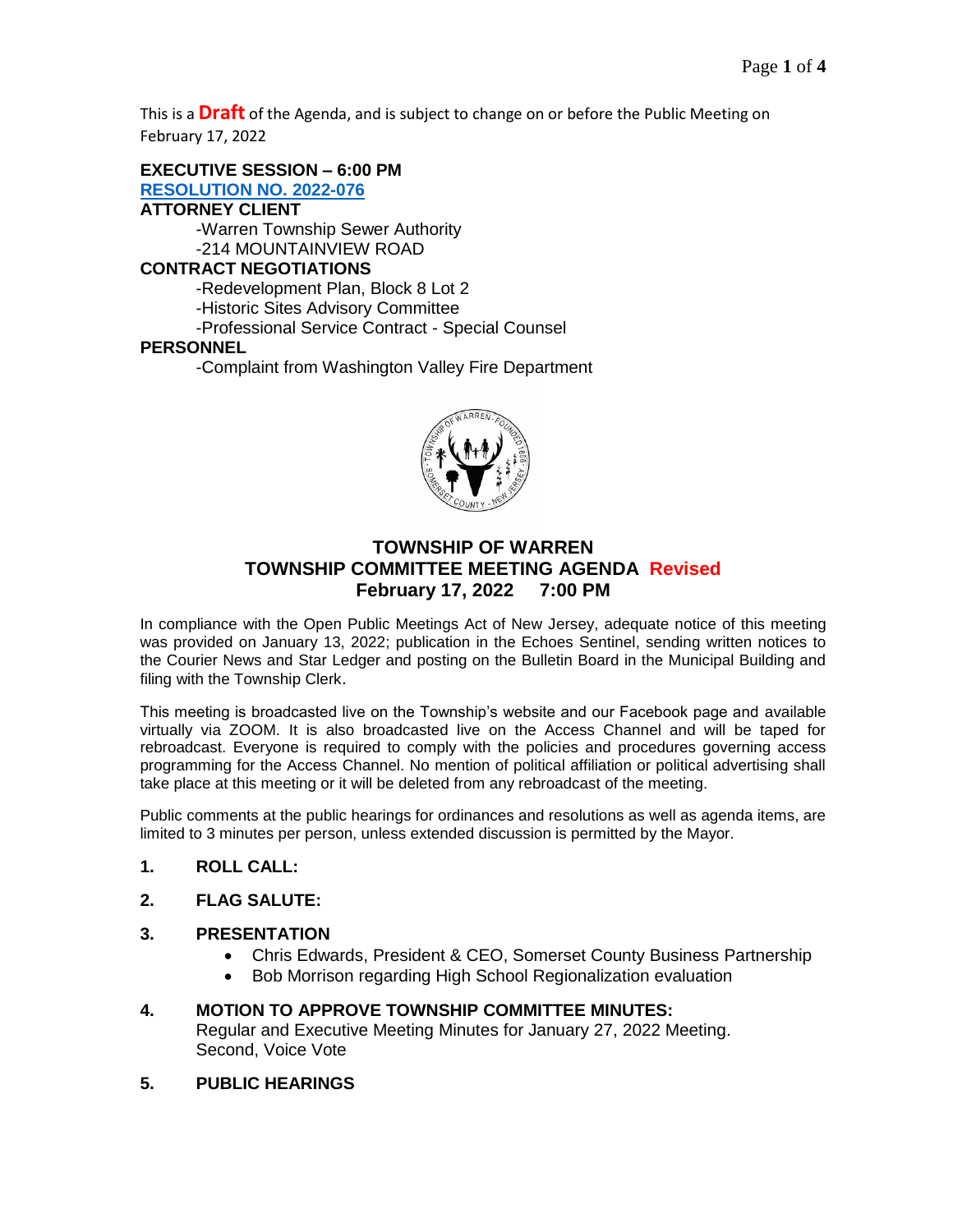This is a **Draft** of the Agenda, and is subject to change on or before the Public Meeting on February 17, 2022

**EXECUTIVE SESSION – 6:00 PM**

**RESOLUTION NO. 2022-076**

**ATTORNEY CLIENT**

- -Warren Township Sewer Authority
- -214 MOUNTAINVIEW ROAD

**CONTRACT NEGOTIATIONS**

- -Redevelopment Plan, Block 8 Lot 2
- -Historic Sites Advisory Committee
- -Professional Service Contract - Special Counsel

**PERSONNEL**

- -Complaint from Washington Valley Fire Department

# TOWNSHIP OF WARREN
## TOWNSHIP COMMITTEE MEETING AGENDA Revised
## February 17, 2022 7:00 PM

In compliance with the Open Public Meetings Act of New Jersey, adequate notice of this meeting was provided on January 13, 2022; publication in the Echoes Sentinel, sending written notices to the Courier News and Star Ledger and posting on the Bulletin Board in the Municipal Building and filing with the Township Clerk.

This meeting is broadcasted live on the Township's website and our Facebook page and available virtually via ZOOM. It is also broadcasted live on the Access Channel and will be taped for rebroadcast. Everyone is required to comply with the policies and procedures governing access programming for the Access Channel. No mention of political affiliation or political advertising shall take place at this meeting or it will be deleted from any rebroadcast of the meeting.

Public comments at the public hearings for ordinances and resolutions as well as agenda items, are limited to 3 minutes per person, unless extended discussion is permitted by the Mayor.

**1. ROLL CALL:**

**2. FLAG SALUTE:**

**3. PRESENTATION**

- Chris Edwards, President & CEO, Somerset County Business Partnership
- Bob Morrison regarding High School Regionalization evaluation

**4. MOTION TO APPROVE TOWNSHIP COMMITTEE MINUTES:**

Regular and Executive Meeting Minutes for January 27, 2022 Meeting.
Second, Voice Vote

**5. PUBLIC HEARINGS**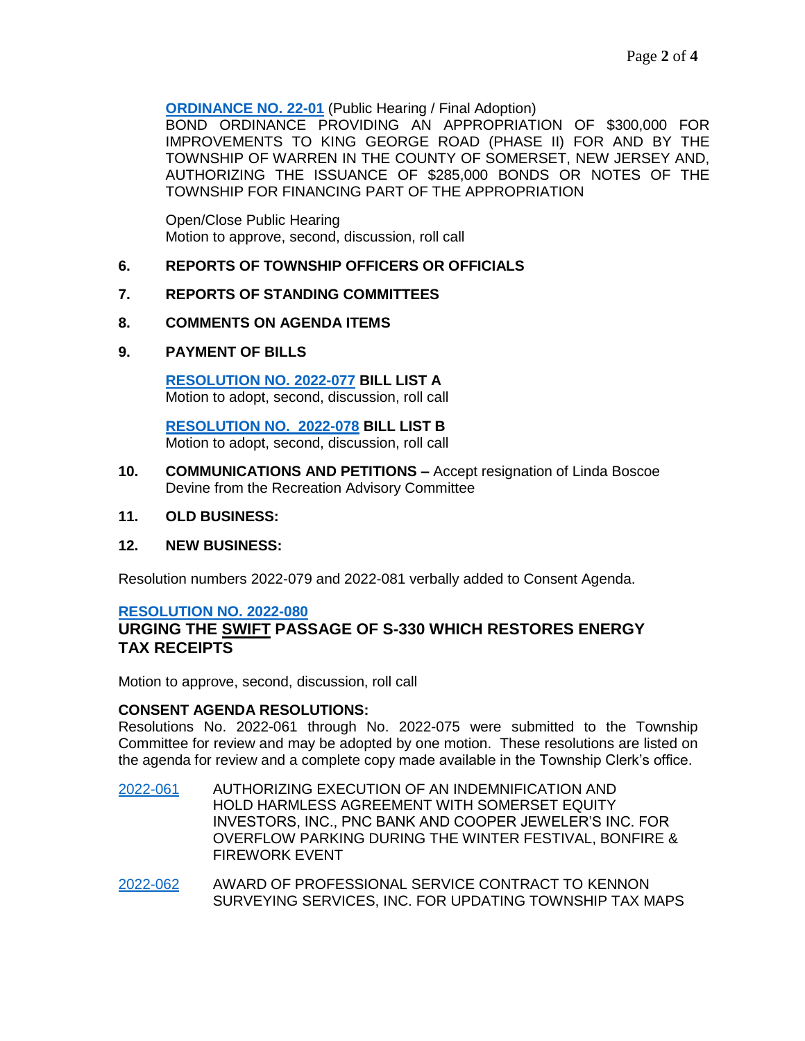**ORDINANCE NO. 22-01** (Public Hearing / Final Adoption)
BOND ORDINANCE PROVIDING AN APPROPRIATION OF $300,000 FOR IMPROVEMENTS TO KING GEORGE ROAD (PHASE II) FOR AND BY THE TOWNSHIP OF WARREN IN THE COUNTY OF SOMERSET, NEW JERSEY AND, AUTHORIZING THE ISSUANCE OF $285,000 BONDS OR NOTES OF THE TOWNSHIP FOR FINANCING PART OF THE APPROPRIATION

Open/Close Public Hearing
Motion to approve, second, discussion, roll call

**6. REPORTS OF TOWNSHIP OFFICERS OR OFFICIALS**

**7. REPORTS OF STANDING COMMITTEES**

**8. COMMENTS ON AGENDA ITEMS**

**9. PAYMENT OF BILLS**

**RESOLUTION NO. 2022-077 BILL LIST A**
Motion to adopt, second, discussion, roll call

**RESOLUTION NO. 2022-078 BILL LIST B**
Motion to adopt, second, discussion, roll call

**10. COMMUNICATIONS AND PETITIONS –** Accept resignation of Linda Boscoe Devine from the Recreation Advisory Committee

**11. OLD BUSINESS:**

**12. NEW BUSINESS:**

Resolution numbers 2022-079 and 2022-081 verbally added to Consent Agenda.

**RESOLUTION NO. 2022-080**
**URGING THE SWIFT PASSAGE OF S-330 WHICH RESTORES ENERGY TAX RECEIPTS**

Motion to approve, second, discussion, roll call

**CONSENT AGENDA RESOLUTIONS:**
Resolutions No. 2022-061 through No. 2022-075 were submitted to the Township Committee for review and may be adopted by one motion. These resolutions are listed on the agenda for review and a complete copy made available in the Township Clerk's office.

2022-061 AUTHORIZING EXECUTION OF AN INDEMNIFICATION AND HOLD HARMLESS AGREEMENT WITH SOMERSET EQUITY INVESTORS, INC., PNC BANK AND COOPER JEWELER'S INC. FOR OVERFLOW PARKING DURING THE WINTER FESTIVAL, BONFIRE & FIREWORK EVENT

2022-062 AWARD OF PROFESSIONAL SERVICE CONTRACT TO KENNON SURVEYING SERVICES, INC. FOR UPDATING TOWNSHIP TAX MAPS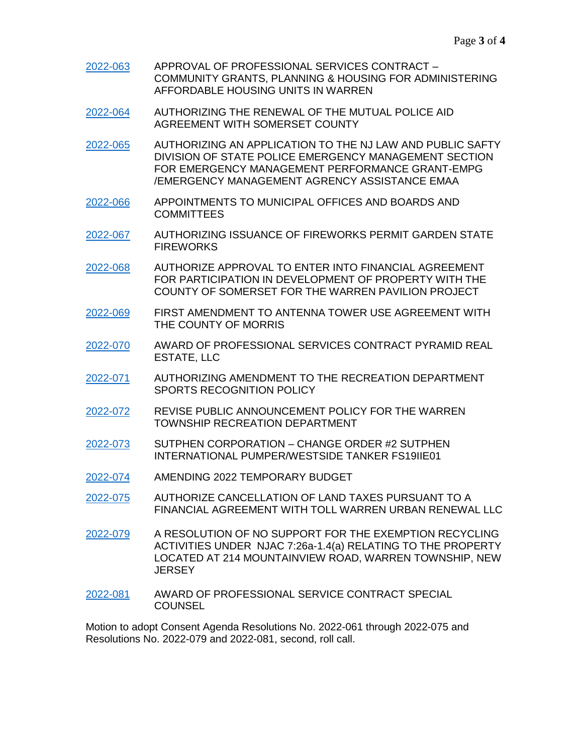2022-063 APPROVAL OF PROFESSIONAL SERVICES CONTRACT – COMMUNITY GRANTS, PLANNING & HOUSING FOR ADMINISTERING AFFORDABLE HOUSING UNITS IN WARREN

2022-064 AUTHORIZING THE RENEWAL OF THE MUTUAL POLICE AID AGREEMENT WITH SOMERSET COUNTY

2022-065 AUTHORIZING AN APPLICATION TO THE NJ LAW AND PUBLIC SAFTY DIVISION OF STATE POLICE EMERGENCY MANAGEMENT SECTION FOR EMERGENCY MANAGEMENT PERFORMANCE GRANT-EMPG /EMERGENCY MANAGEMENT AGRENCY ASSISTANCE EMAA

2022-066 APPOINTMENTS TO MUNICIPAL OFFICES AND BOARDS AND COMMITTEES

2022-067 AUTHORIZING ISSUANCE OF FIREWORKS PERMIT GARDEN STATE FIREWORKS

2022-068 AUTHORIZE APPROVAL TO ENTER INTO FINANCIAL AGREEMENT FOR PARTICIPATION IN DEVELOPMENT OF PROPERTY WITH THE COUNTY OF SOMERSET FOR THE WARREN PAVILION PROJECT

2022-069 FIRST AMENDMENT TO ANTENNA TOWER USE AGREEMENT WITH THE COUNTY OF MORRIS

2022-070 AWARD OF PROFESSIONAL SERVICES CONTRACT PYRAMID REAL ESTATE, LLC

2022-071 AUTHORIZING AMENDMENT TO THE RECREATION DEPARTMENT SPORTS RECOGNITION POLICY

2022-072 REVISE PUBLIC ANNOUNCEMENT POLICY FOR THE WARREN TOWNSHIP RECREATION DEPARTMENT

2022-073 SUTPHEN CORPORATION – CHANGE ORDER #2 SUTPHEN INTERNATIONAL PUMPER/WESTSIDE TANKER FS19IIE01

2022-074 AMENDING 2022 TEMPORARY BUDGET

2022-075 AUTHORIZE CANCELLATION OF LAND TAXES PURSUANT TO A FINANCIAL AGREEMENT WITH TOLL WARREN URBAN RENEWAL LLC

2022-079 A RESOLUTION OF NO SUPPORT FOR THE EXEMPTION RECYCLING ACTIVITIES UNDER NJAC 7:26a-1.4(a) RELATING TO THE PROPERTY LOCATED AT 214 MOUNTAINVIEW ROAD, WARREN TOWNSHIP, NEW JERSEY

2022-081 AWARD OF PROFESSIONAL SERVICE CONTRACT SPECIAL COUNSEL

Motion to adopt Consent Agenda Resolutions No. 2022-061 through 2022-075 and Resolutions No. 2022-079 and 2022-081, second, roll call.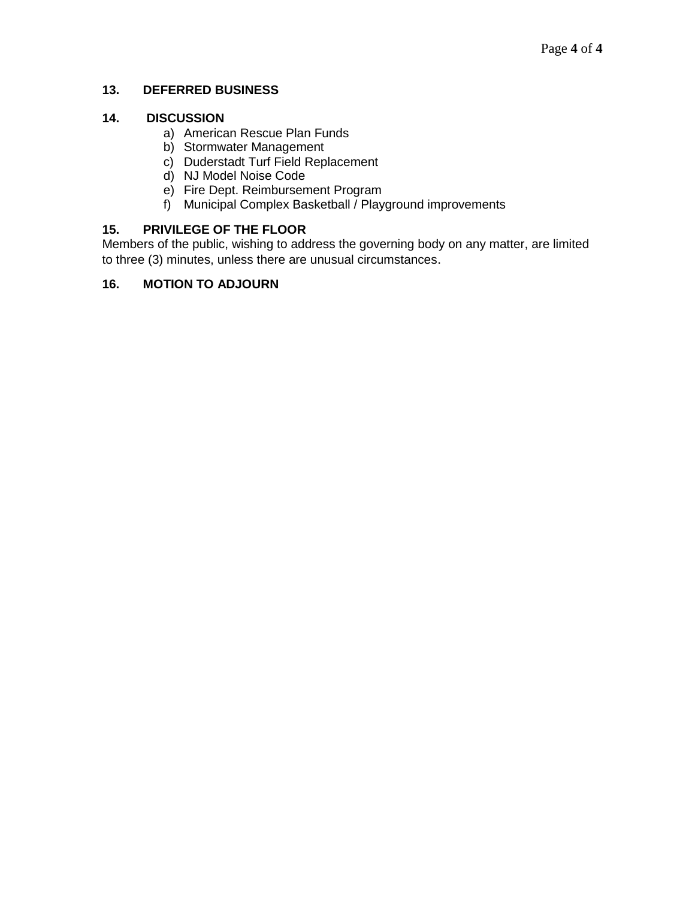**13. DEFERRED BUSINESS**

**14. DISCUSSION**

a) American Rescue Plan Funds
b) Stormwater Management
c) Duderstadt Turf Field Replacement
d) NJ Model Noise Code
e) Fire Dept. Reimbursement Program
f) Municipal Complex Basketball / Playground improvements

**15. PRIVILEGE OF THE FLOOR**

Members of the public, wishing to address the governing body on any matter, are limited to three (3) minutes, unless there are unusual circumstances.

**16. MOTION TO ADJOURN**